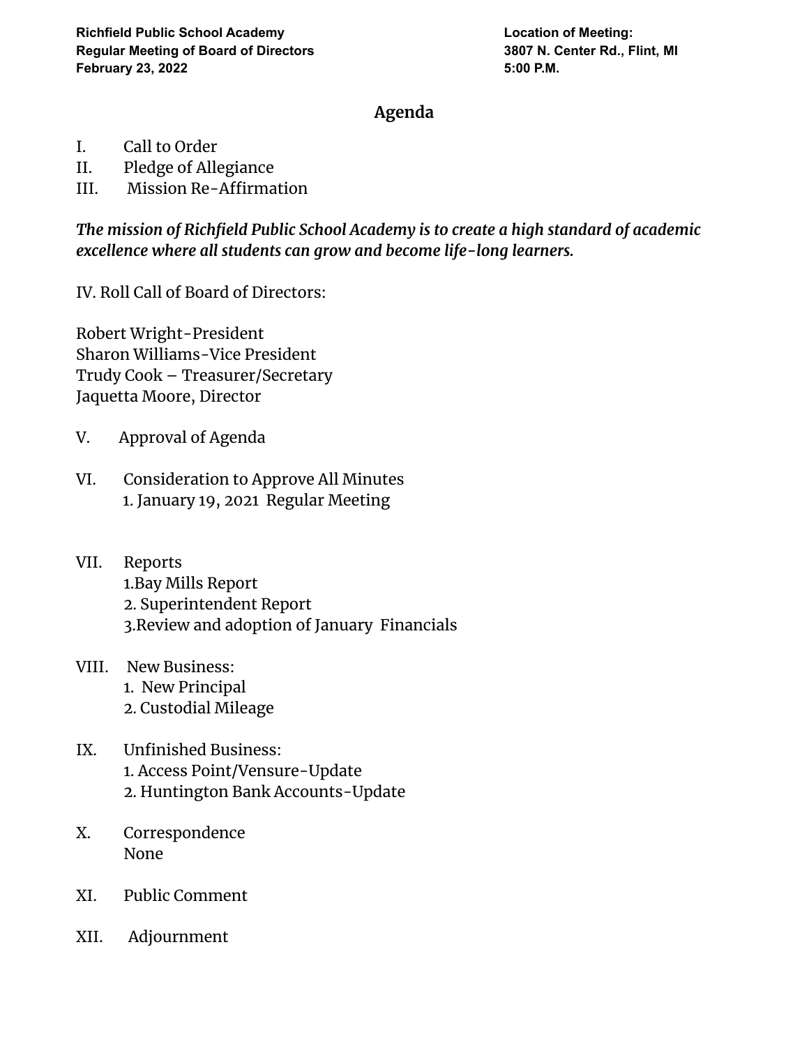**Richfield Public School Academy**
**Regular Meeting of Board of Directors**
**February 23, 2022**

**Location of Meeting:**
**3807 N. Center Rd., Flint, MI**
**5:00 P.M.**

## Agenda

I. Call to Order
II. Pledge of Allegiance
III. Mission Re-Affirmation

***The mission of Richfield Public School Academy is to create a high standard of academic excellence where all students can grow and become life-long learners.***

IV. Roll Call of Board of Directors:

Robert Wright-President
Sharon Williams-Vice President
Trudy Cook – Treasurer/Secretary
Jaquetta Moore, Director

V. Approval of Agenda

VI. Consideration to Approve All Minutes
  1. January 19, 2021 Regular Meeting

VII. Reports
  1. Bay Mills Report
  2. Superintendent Report
  3. Review and adoption of January Financials

VIII. New Business:
  1. New Principal
  2. Custodial Mileage

IX. Unfinished Business:
  1. Access Point/Vensure-Update
  2. Huntington Bank Accounts-Update

X. Correspondence
  None

XI. Public Comment

XII. Adjournment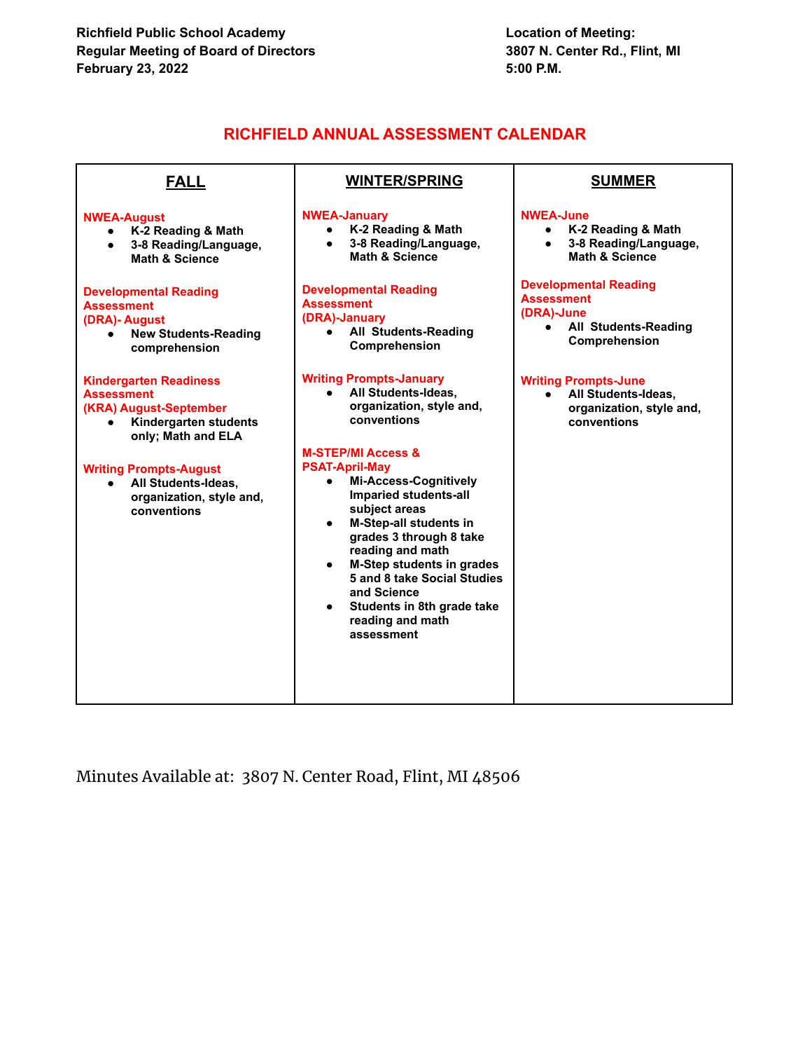**Richfield Public School Academy**
**Regular Meeting of Board of Directors**
**February 23, 2022**

**Location of Meeting:**
**3807 N. Center Rd., Flint, MI**
**5:00 P.M.**

## RICHFIELD ANNUAL ASSESSMENT CALENDAR

| FALL | WINTER/SPRING | SUMMER |
|---|---|---|
| **NWEA-August**<br>• K-2 Reading & Math<br>• 3-8 Reading/Language, Math & Science<br><br>**Developmental Reading Assessment (DRA)- August**<br>• New Students-Reading comprehension<br><br>**Kindergarten Readiness Assessment (KRA) August-September**<br>• Kindergarten students only; Math and ELA<br><br>**Writing Prompts-August**<br>• All Students-Ideas, organization, style and, conventions | **NWEA-January**<br>• K-2 Reading & Math<br>• 3-8 Reading/Language, Math & Science<br><br>**Developmental Reading Assessment (DRA)-January**<br>• All Students-Reading Comprehension<br><br>**Writing Prompts-January**<br>• All Students-Ideas, organization, style and, conventions<br><br>**M-STEP/MI Access & PSAT-April-May**<br>• Mi-Access-Cognitively Imparied students-all subject areas<br>• M-Step-all students in grades 3 through 8 take reading and math<br>• M-Step students in grades 5 and 8 take Social Studies and Science<br>• Students in 8th grade take reading and math assessment | **NWEA-June**<br>• K-2 Reading & Math<br>• 3-8 Reading/Language, Math & Science<br><br>**Developmental Reading Assessment (DRA)-June**<br>• All Students-Reading Comprehension<br><br>**Writing Prompts-June**<br>• All Students-Ideas, organization, style and, conventions |

Minutes Available at: 3807 N. Center Road, Flint, MI 48506